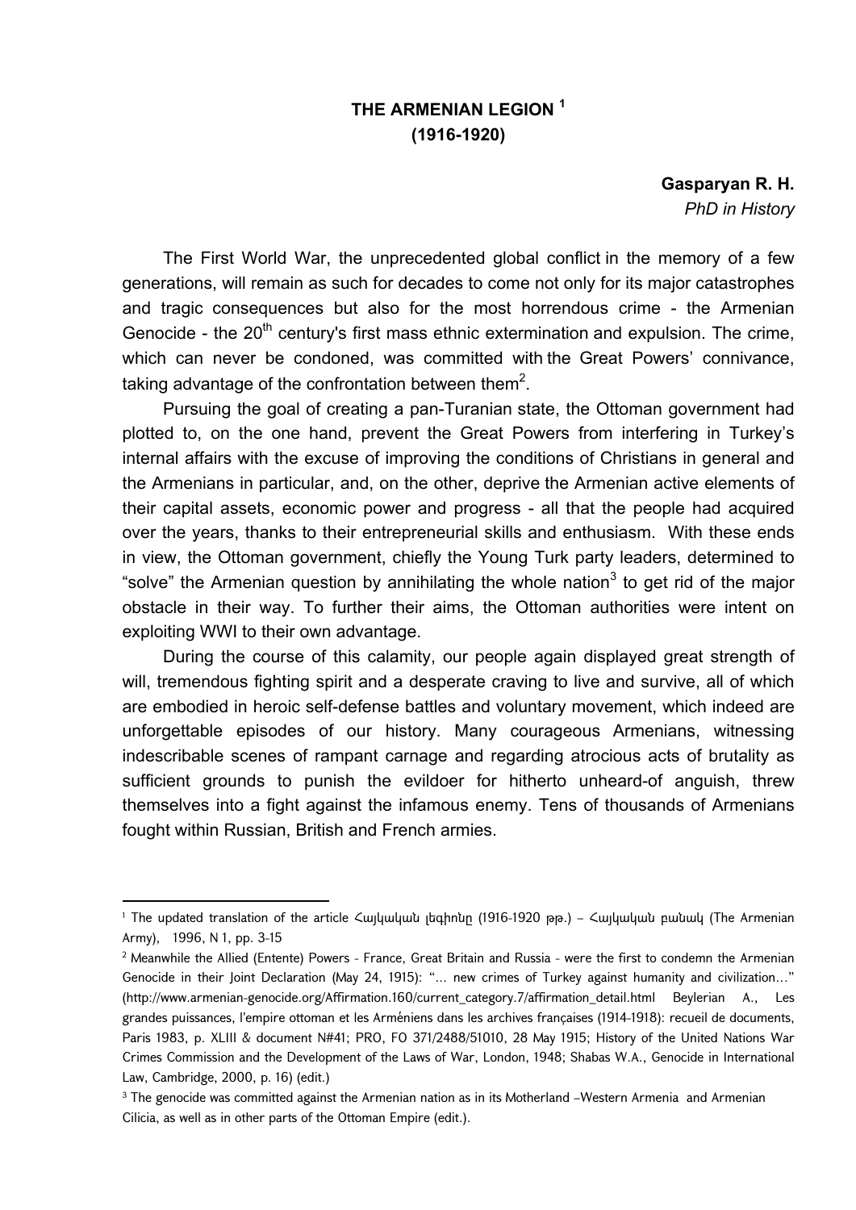# THE ARMENIAN LEGION [1]
# (1916-1920)

**Gasparyan R. H.**
*PhD in History*

The First World War, the unprecedented global conflict in the memory of a few generations, will remain as such for decades to come not only for its major catastrophes and tragic consequences but also for the most horrendous crime - the Armenian Genocide - the 20th century's first mass ethnic extermination and expulsion. The crime, which can never be condoned, was committed with the Great Powers' connivance, taking advantage of the confrontation between them[2].

Pursuing the goal of creating a pan-Turanian state, the Ottoman government had plotted to, on the one hand, prevent the Great Powers from interfering in Turkey's internal affairs with the excuse of improving the conditions of Christians in general and the Armenians in particular, and, on the other, deprive the Armenian active elements of their capital assets, economic power and progress - all that the people had acquired over the years, thanks to their entrepreneurial skills and enthusiasm. With these ends in view, the Ottoman government, chiefly the Young Turk party leaders, determined to "solve" the Armenian question by annihilating the whole nation[3] to get rid of the major obstacle in their way. To further their aims, the Ottoman authorities were intent on exploiting WWI to their own advantage.

During the course of this calamity, our people again displayed great strength of will, tremendous fighting spirit and a desperate craving to live and survive, all of which are embodied in heroic self-defense battles and voluntary movement, which indeed are unforgettable episodes of our history. Many courageous Armenians, witnessing indescribable scenes of rampant carnage and regarding atrocious acts of brutality as sufficient grounds to punish the evildoer for hitherto unheard-of anguish, threw themselves into a fight against the infamous enemy. Tens of thousands of Armenians fought within Russian, British and French armies.

---

[1] The updated translation of the article Հայկական լեգիոնը (1916-1920 թթ.) – Հայկական բանակ (The Armenian Army), 1996, N 1, pp. 3-15

[2] Meanwhile the Allied (Entente) Powers - France, Great Britain and Russia - were the first to condemn the Armenian Genocide in their Joint Declaration (May 24, 1915): "... new crimes of Turkey against humanity and civilization..." (http://www.armenian-genocide.org/Affirmation.160/current_category.7/affirmation_detail.html Beylerian A., Les grandes puissances, l'empire ottoman et les Arméniens dans les archives françaises (1914-1918): recueil de documents, Paris 1983, p. XLIII & document N#41; PRO, FO 371/2488/51010, 28 May 1915; History of the United Nations War Crimes Commission and the Development of the Laws of War, London, 1948; Shabas W.A., Genocide in International Law, Cambridge, 2000, p. 16) (edit.)

[3] The genocide was committed against the Armenian nation as in its Motherland –Western Armenia and Armenian Cilicia, as well as in other parts of the Ottoman Empire (edit.).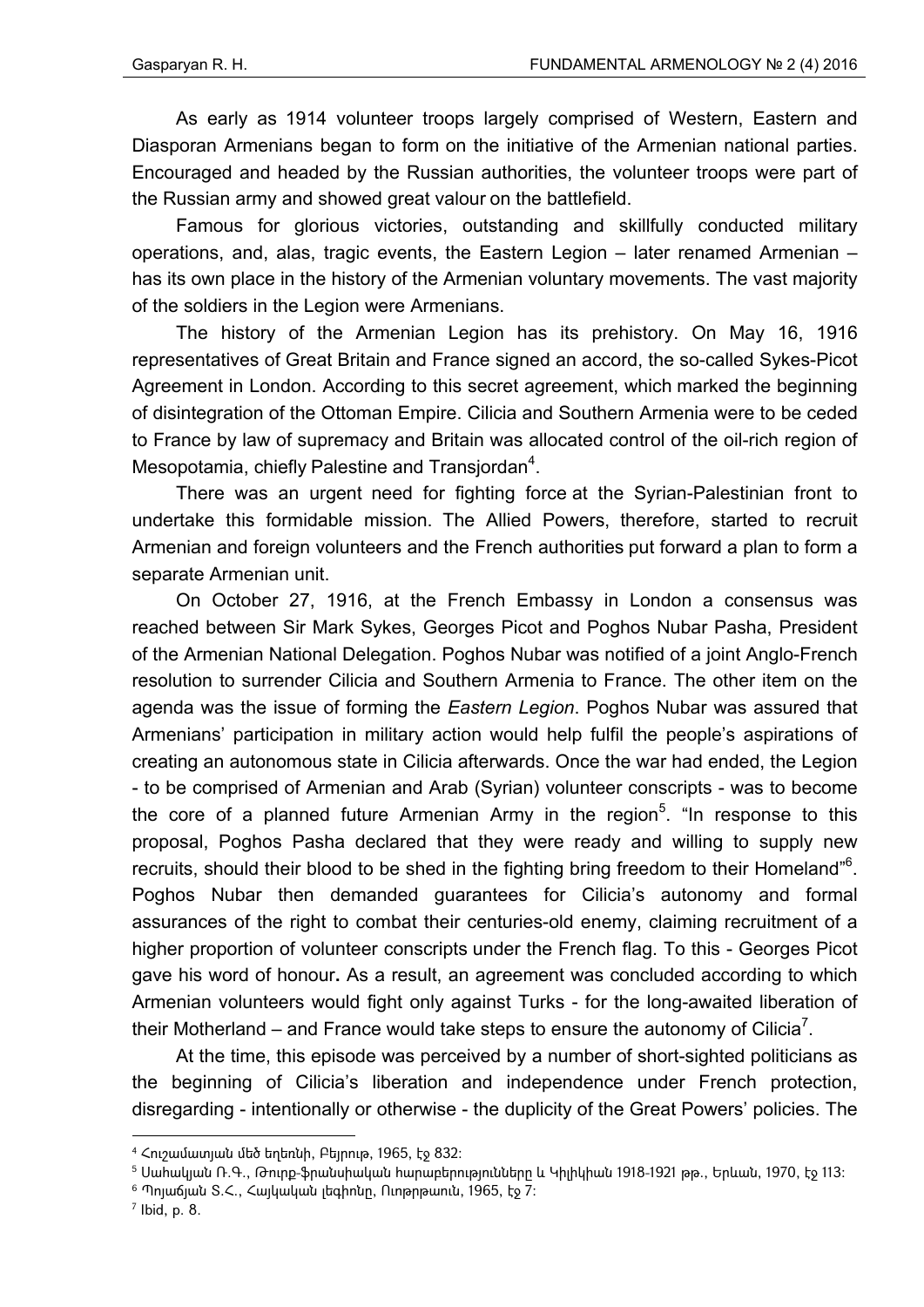As early as 1914 volunteer troops largely comprised of Western, Eastern and Diasporan Armenians began to form on the initiative of the Armenian national parties. Encouraged and headed by the Russian authorities, the volunteer troops were part of the Russian army and showed great valour on the battlefield.

Famous for glorious victories, outstanding and skillfully conducted military operations, and, alas, tragic events, the Eastern Legion – later renamed Armenian – has its own place in the history of the Armenian voluntary movements. The vast majority of the soldiers in the Legion were Armenians.

The history of the Armenian Legion has its prehistory. On May 16, 1916 representatives of Great Britain and France signed an accord, the so-called Sykes-Picot Agreement in London. According to this secret agreement, which marked the beginning of disintegration of the Ottoman Empire. Cilicia and Southern Armenia were to be ceded to France by law of supremacy and Britain was allocated control of the oil-rich region of Mesopotamia, chiefly Palestine and Transjordan[4].

There was an urgent need for fighting force at the Syrian-Palestinian front to undertake this formidable mission. The Allied Powers, therefore, started to recruit Armenian and foreign volunteers and the French authorities put forward a plan to form a separate Armenian unit.

On October 27, 1916, at the French Embassy in London a consensus was reached between Sir Mark Sykes, Georges Picot and Poghos Nubar Pasha, President of the Armenian National Delegation. Poghos Nubar was notified of a joint Anglo-French resolution to surrender Cilicia and Southern Armenia to France. The other item on the agenda was the issue of forming the *Eastern Legion*. Poghos Nubar was assured that Armenians' participation in military action would help fulfil the people's aspirations of creating an autonomous state in Cilicia afterwards. Once the war had ended, the Legion - to be comprised of Armenian and Arab (Syrian) volunteer conscripts - was to become the core of a planned future Armenian Army in the region[5]. "In response to this proposal, Poghos Pasha declared that they were ready and willing to supply new recruits, should their blood to be shed in the fighting bring freedom to their Homeland"[6]. Poghos Nubar then demanded guarantees for Cilicia's autonomy and formal assurances of the right to combat their centuries-old enemy, claiming recruitment of a higher proportion of volunteer conscripts under the French flag. To this - Georges Picot gave his word of honour**.** As a result, an agreement was concluded according to which Armenian volunteers would fight only against Turks - for the long-awaited liberation of their Motherland – and France would take steps to ensure the autonomy of Cilicia[7].

At the time, this episode was perceived by a number of short-sighted politicians as the beginning of Cilicia's liberation and independence under French protection, disregarding - intentionally or otherwise - the duplicity of the Great Powers' policies. The

---

[4] Հուշամատյան մեծ եղեռնի, Բեյրութ, 1965, էջ 832:

[5] Սահակյան Ռ.Գ., Թուրք-ֆրանսիական հարաբերությունները և Կիլիկիան 1918-1921 թթ., Երևան, 1970, էջ 113:

[6] Պոյաճյան Տ.Հ., Հայկական լեգիոնը, Ուոթրթաուն, 1965, էջ 7:

[7] Ibid, p. 8.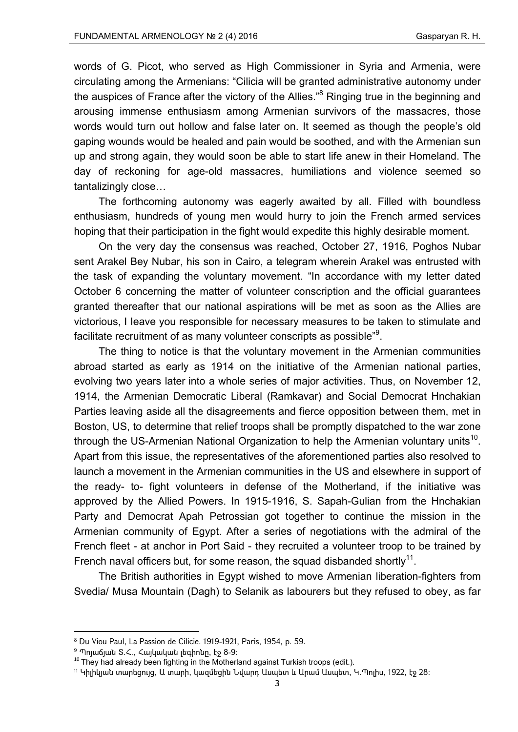words of G. Picot, who served as High Commissioner in Syria and Armenia, were circulating among the Armenians: "Cilicia will be granted administrative autonomy under the auspices of France after the victory of the Allies."[8] Ringing true in the beginning and arousing immense enthusiasm among Armenian survivors of the massacres, those words would turn out hollow and false later on. It seemed as though the people's old gaping wounds would be healed and pain would be soothed, and with the Armenian sun up and strong again, they would soon be able to start life anew in their Homeland. The day of reckoning for age-old massacres, humiliations and violence seemed so tantalizingly close…

The forthcoming autonomy was eagerly awaited by all. Filled with boundless enthusiasm, hundreds of young men would hurry to join the French armed services hoping that their participation in the fight would expedite this highly desirable moment.

On the very day the consensus was reached, October 27, 1916, Poghos Nubar sent Arakel Bey Nubar, his son in Cairo, a telegram wherein Arakel was entrusted with the task of expanding the voluntary movement. "In accordance with my letter dated October 6 concerning the matter of volunteer conscription and the official guarantees granted thereafter that our national aspirations will be met as soon as the Allies are victorious, I leave you responsible for necessary measures to be taken to stimulate and facilitate recruitment of as many volunteer conscripts as possible"[9].

The thing to notice is that the voluntary movement in the Armenian communities abroad started as early as 1914 on the initiative of the Armenian national parties, evolving two years later into a whole series of major activities. Thus, on November 12, 1914, the Armenian Democratic Liberal (Ramkavar) and Social Democrat Hnchakian Parties leaving aside all the disagreements and fierce opposition between them, met in Boston, US, to determine that relief troops shall be promptly dispatched to the war zone through the US-Armenian National Organization to help the Armenian voluntary units[10]. Apart from this issue, the representatives of the aforementioned parties also resolved to launch a movement in the Armenian communities in the US and elsewhere in support of the ready- to- fight volunteers in defense of the Motherland, if the initiative was approved by the Allied Powers. In 1915-1916, S. Sapah-Gulian from the Hnchakian Party and Democrat Apah Petrossian got together to continue the mission in the Armenian community of Egypt. After a series of negotiations with the admiral of the French fleet - at anchor in Port Said - they recruited a volunteer troop to be trained by French naval officers but, for some reason, the squad disbanded shortly[11].

The British authorities in Egypt wished to move Armenian liberation-fighters from Svedia/ Musa Mountain (Dagh) to Selanik as labourers but they refused to obey, as far

---

[8] Du Viou Paul, La Passion de Cilicie. 1919-1921, Paris, 1954, p. 59.

[9] Պոյաճյան Տ.Հ., Հայկական լեգիոնը, էջ 8-9:

[10] They had already been fighting in the Motherland against Turkish troops (edit.).

[11] Կիլիկյան տարեցույց, Ա տարի, կազմեցին Նվարդ Ասպետ և Արամ Ասպետ, Կ.Պոլիս, 1922, էջ 28: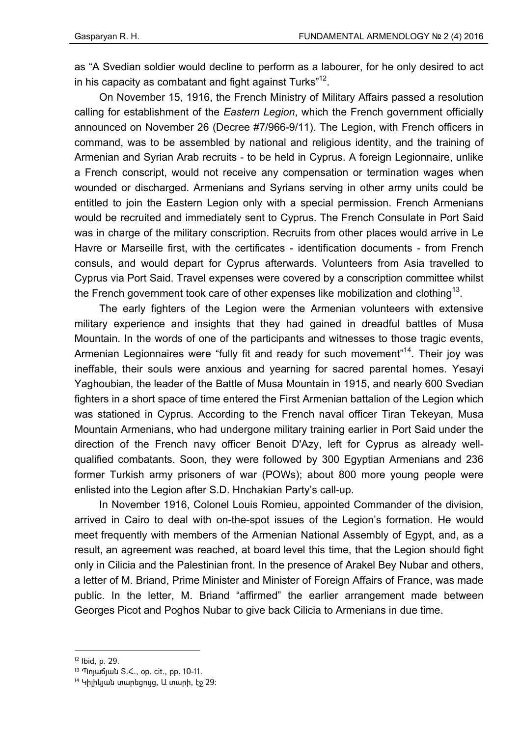as "A Svedian soldier would decline to perform as a labourer, for he only desired to act in his capacity as combatant and fight against Turks"[12].

On November 15, 1916, the French Ministry of Military Affairs passed a resolution calling for establishment of the *Eastern Legion*, which the French government officially announced on November 26 (Decree #7/966-9/11). The Legion, with French officers in command, was to be assembled by national and religious identity, and the training of Armenian and Syrian Arab recruits - to be held in Cyprus. A foreign Legionnaire, unlike a French conscript, would not receive any compensation or termination wages when wounded or discharged. Armenians and Syrians serving in other army units could be entitled to join the Eastern Legion only with a special permission. French Armenians would be recruited and immediately sent to Cyprus. The French Consulate in Port Said was in charge of the military conscription. Recruits from other places would arrive in Le Havre or Marseille first, with the certificates - identification documents - from French consuls, and would depart for Cyprus afterwards. Volunteers from Asia travelled to Cyprus via Port Said. Travel expenses were covered by a conscription committee whilst the French government took care of other expenses like mobilization and clothing[13].

The early fighters of the Legion were the Armenian volunteers with extensive military experience and insights that they had gained in dreadful battles of Musa Mountain. In the words of one of the participants and witnesses to those tragic events, Armenian Legionnaires were "fully fit and ready for such movement"[14]. Their joy was ineffable, their souls were anxious and yearning for sacred parental homes. Yesayi Yaghoubian, the leader of the Battle of Musa Mountain in 1915, and nearly 600 Svedian fighters in a short space of time entered the First Armenian battalion of the Legion which was stationed in Cyprus. According to the French naval officer Tiran Tekeyan, Musa Mountain Armenians, who had undergone military training earlier in Port Said under the direction of the French navy officer Benoit D'Azy, left for Cyprus as already well-qualified combatants. Soon, they were followed by 300 Egyptian Armenians and 236 former Turkish army prisoners of war (POWs); about 800 more young people were enlisted into the Legion after S.D. Hnchakian Party's call-up.

In November 1916, Colonel Louis Romieu, appointed Commander of the division, arrived in Cairo to deal with on-the-spot issues of the Legion's formation. He would meet frequently with members of the Armenian National Assembly of Egypt, and, as a result, an agreement was reached, at board level this time, that the Legion should fight only in Cilicia and the Palestinian front. In the presence of Arakel Bey Nubar and others, a letter of M. Briand, Prime Minister and Minister of Foreign Affairs of France, was made public. In the letter, M. Briand "affirmed" the earlier arrangement made between Georges Picot and Poghos Nubar to give back Cilicia to Armenians in due time.

---

[12] Ibid, p. 29.

[13] Պոյաճյան Տ.Հ., op. cit., pp. 10-11.

[14] Կիլիկյան տարեցույց, Ա տարի, էջ 29: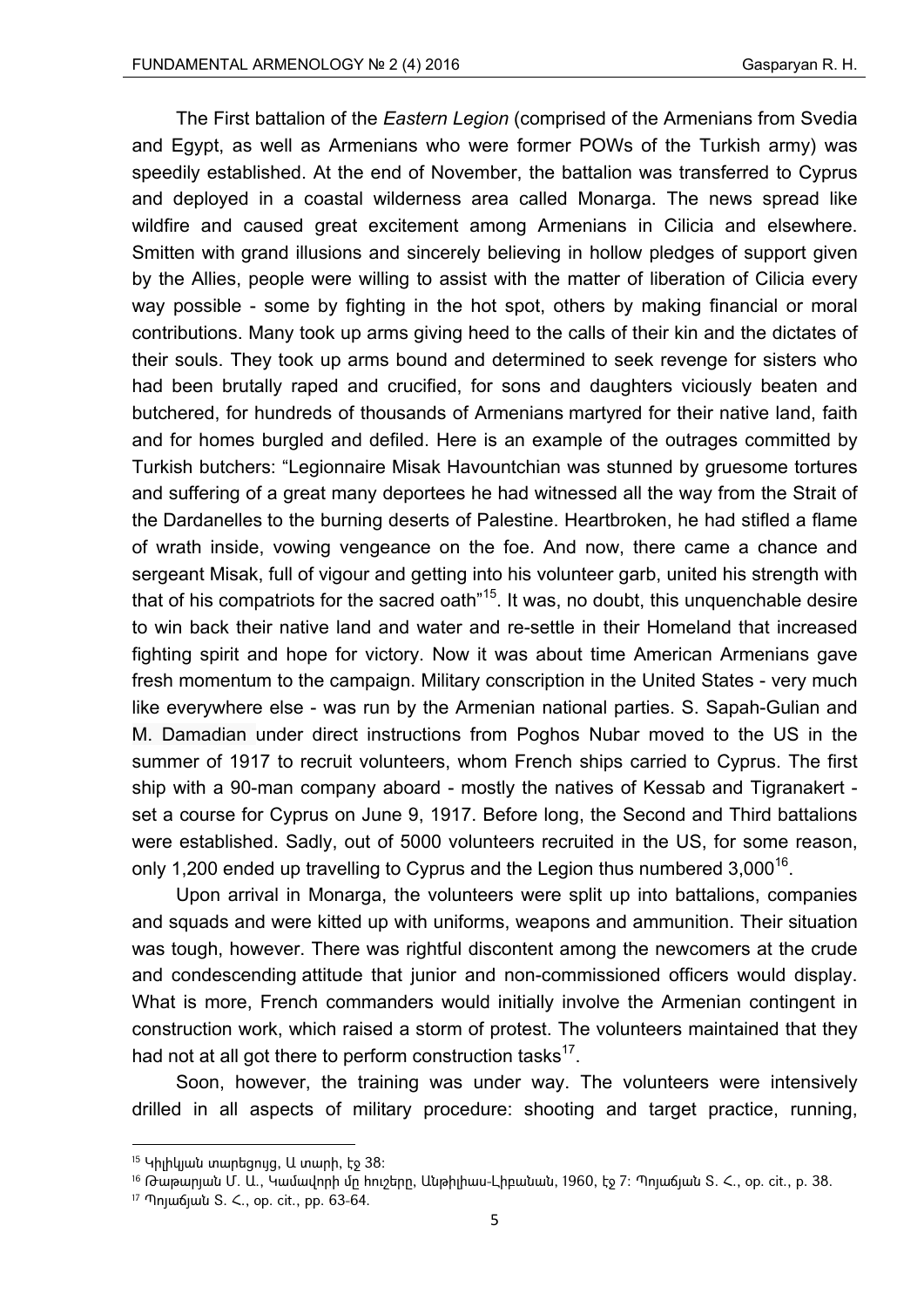The First battalion of the *Eastern Legion* (comprised of the Armenians from Svedia and Egypt, as well as Armenians who were former POWs of the Turkish army) was speedily established. At the end of November, the battalion was transferred to Cyprus and deployed in a coastal wilderness area called Monarga. The news spread like wildfire and caused great excitement among Armenians in Cilicia and elsewhere. Smitten with grand illusions and sincerely believing in hollow pledges of support given by the Allies, people were willing to assist with the matter of liberation of Cilicia every way possible - some by fighting in the hot spot, others by making financial or moral contributions. Many took up arms giving heed to the calls of their kin and the dictates of their souls. They took up arms bound and determined to seek revenge for sisters who had been brutally raped and crucified, for sons and daughters viciously beaten and butchered, for hundreds of thousands of Armenians martyred for their native land, faith and for homes burgled and defiled. Here is an example of the outrages committed by Turkish butchers: "Legionnaire Misak Havountchian was stunned by gruesome tortures and suffering of a great many deportees he had witnessed all the way from the Strait of the Dardanelles to the burning deserts of Palestine. Heartbroken, he had stifled a flame of wrath inside, vowing vengeance on the foe. And now, there came a chance and sergeant Misak, full of vigour and getting into his volunteer garb, united his strength with that of his compatriots for the sacred oath"[15]. It was, no doubt, this unquenchable desire to win back their native land and water and re-settle in their Homeland that increased fighting spirit and hope for victory. Now it was about time American Armenians gave fresh momentum to the campaign. Military conscription in the United States - very much like everywhere else - was run by the Armenian national parties. S. Sapah-Gulian and M. Damadian under direct instructions from Poghos Nubar moved to the US in the summer of 1917 to recruit volunteers, whom French ships carried to Cyprus. The first ship with a 90-man company aboard - mostly the natives of Kessab and Tigranakert - set a course for Cyprus on June 9, 1917. Before long, the Second and Third battalions were established. Sadly, out of 5000 volunteers recruited in the US, for some reason, only 1,200 ended up travelling to Cyprus and the Legion thus numbered 3,000[16].

Upon arrival in Monarga, the volunteers were split up into battalions, companies and squads and were kitted up with uniforms, weapons and ammunition. Their situation was tough, however. There was rightful discontent among the newcomers at the crude and condescending attitude that junior and non-commissioned officers would display. What is more, French commanders would initially involve the Armenian contingent in construction work, which raised a storm of protest. The volunteers maintained that they had not at all got there to perform construction tasks[17].

Soon, however, the training was under way. The volunteers were intensively drilled in all aspects of military procedure: shooting and target practice, running,

---

[15] Կիլիկյան տարեցույց, Ա տարի, էջ 38:

[16] Թաթարյան Մ. Ա., Կամավորի մը հուշերը, Անթիլիաս-Լիբանան, 1960, էջ 7: Պոյաճյան Տ. Հ., op. cit., p. 38.

[17] Պոյաճյան Տ. Հ., op. cit., pp. 63-64.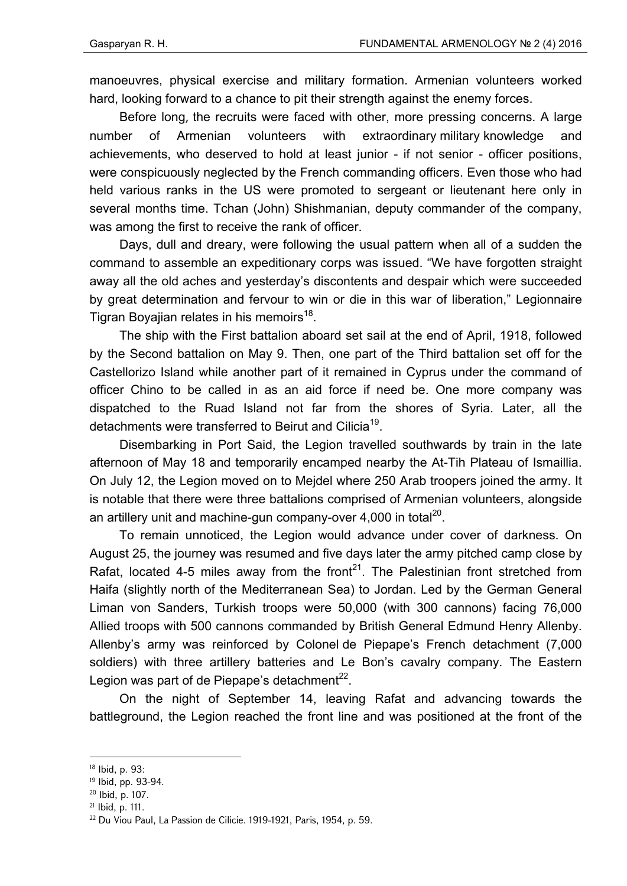manoeuvres, physical exercise and military formation. Armenian volunteers worked hard, looking forward to a chance to pit their strength against the enemy forces.

Before long, the recruits were faced with other, more pressing concerns. A large number of Armenian volunteers with extraordinary military knowledge and achievements, who deserved to hold at least junior - if not senior - officer positions, were conspicuously neglected by the French commanding officers. Even those who had held various ranks in the US were promoted to sergeant or lieutenant here only in several months time. Tchan (John) Shishmanian, deputy commander of the company, was among the first to receive the rank of officer.

Days, dull and dreary, were following the usual pattern when all of a sudden the command to assemble an expeditionary corps was issued. "We have forgotten straight away all the old aches and yesterday's discontents and despair which were succeeded by great determination and fervour to win or die in this war of liberation," Legionnaire Tigran Boyajian relates in his memoirs[18].

The ship with the First battalion aboard set sail at the end of April, 1918, followed by the Second battalion on May 9. Then, one part of the Third battalion set off for the Castellorizo Island while another part of it remained in Cyprus under the command of officer Chino to be called in as an aid force if need be. One more company was dispatched to the Ruad Island not far from the shores of Syria. Later, all the detachments were transferred to Beirut and Cilicia[19].

Disembarking in Port Said, the Legion travelled southwards by train in the late afternoon of May 18 and temporarily encamped nearby the At-Tih Plateau of Ismaillia. On July 12, the Legion moved on to Mejdel where 250 Arab troopers joined the army. It is notable that there were three battalions comprised of Armenian volunteers, alongside an artillery unit and machine-gun company-over 4,000 in total[20].

To remain unnoticed, the Legion would advance under cover of darkness. On August 25, the journey was resumed and five days later the army pitched camp close by Rafat, located 4-5 miles away from the front[21]. The Palestinian front stretched from Haifa (slightly north of the Mediterranean Sea) to Jordan. Led by the German General Liman von Sanders, Turkish troops were 50,000 (with 300 cannons) facing 76,000 Allied troops with 500 cannons commanded by British General Edmund Henry Allenby. Allenby's army was reinforced by Colonel de Piepape's French detachment (7,000 soldiers) with three artillery batteries and Le Bon's cavalry company. The Eastern Legion was part of de Piepape's detachment[22].

On the night of September 14, leaving Rafat and advancing towards the battleground, the Legion reached the front line and was positioned at the front of the

---

[18] Ibid, p. 93:

[19] Ibid, pp. 93-94.

[20] Ibid, p. 107.

[21] Ibid, p. 111.

[22] Du Viou Paul, La Passion de Cilicie. 1919-1921, Paris, 1954, p. 59.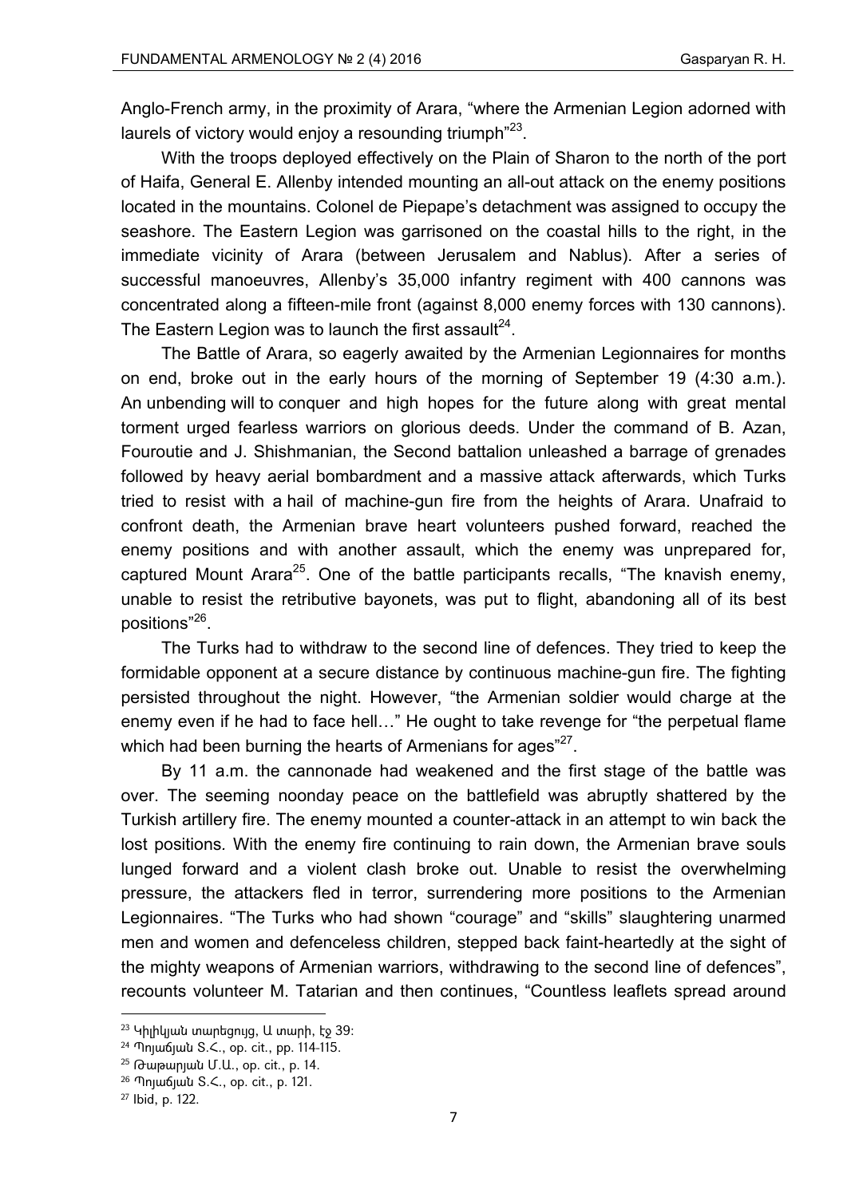Anglo-French army, in the proximity of Arara, "where the Armenian Legion adorned with laurels of victory would enjoy a resounding triumph"[23].

With the troops deployed effectively on the Plain of Sharon to the north of the port of Haifa, General E. Allenby intended mounting an all-out attack on the enemy positions located in the mountains. Colonel de Piepape's detachment was assigned to occupy the seashore. The Eastern Legion was garrisoned on the coastal hills to the right, in the immediate vicinity of Arara (between Jerusalem and Nablus). After a series of successful manoeuvres, Allenby's 35,000 infantry regiment with 400 cannons was concentrated along a fifteen-mile front (against 8,000 enemy forces with 130 cannons). The Eastern Legion was to launch the first assault[24].

The Battle of Arara, so eagerly awaited by the Armenian Legionnaires for months on end, broke out in the early hours of the morning of September 19 (4:30 a.m.). An unbending will to conquer and high hopes for the future along with great mental torment urged fearless warriors on glorious deeds. Under the command of B. Azan, Fouroutie and J. Shishmanian, the Second battalion unleashed a barrage of grenades followed by heavy aerial bombardment and a massive attack afterwards, which Turks tried to resist with a hail of machine-gun fire from the heights of Arara. Unafraid to confront death, the Armenian brave heart volunteers pushed forward, reached the enemy positions and with another assault, which the enemy was unprepared for, captured Mount Arara[25]. One of the battle participants recalls, "The knavish enemy, unable to resist the retributive bayonets, was put to flight, abandoning all of its best positions"[26].

The Turks had to withdraw to the second line of defences. They tried to keep the formidable opponent at a secure distance by continuous machine-gun fire. The fighting persisted throughout the night. However, "the Armenian soldier would charge at the enemy even if he had to face hell…" He ought to take revenge for "the perpetual flame which had been burning the hearts of Armenians for ages"[27].

By 11 a.m. the cannonade had weakened and the first stage of the battle was over. The seeming noonday peace on the battlefield was abruptly shattered by the Turkish artillery fire. The enemy mounted a counter-attack in an attempt to win back the lost positions. With the enemy fire continuing to rain down, the Armenian brave souls lunged forward and a violent clash broke out. Unable to resist the overwhelming pressure, the attackers fled in terror, surrendering more positions to the Armenian Legionnaires. "The Turks who had shown "courage" and "skills" slaughtering unarmed men and women and defenceless children, stepped back faint-heartedly at the sight of the mighty weapons of Armenian warriors, withdrawing to the second line of defences", recounts volunteer M. Tatarian and then continues, "Countless leaflets spread around

---

[23] Կիլիկյան տարեցույց, Ա տարի, էջ 39:

[24] Պոյաճյան Տ.Հ., op. cit., pp. 114-115.

[25] Թաթարյան Մ.Ա., op. cit., p. 14.

[26] Պոյաճյան Տ.Հ., op. cit., p. 121.

[27] Ibid, p. 122.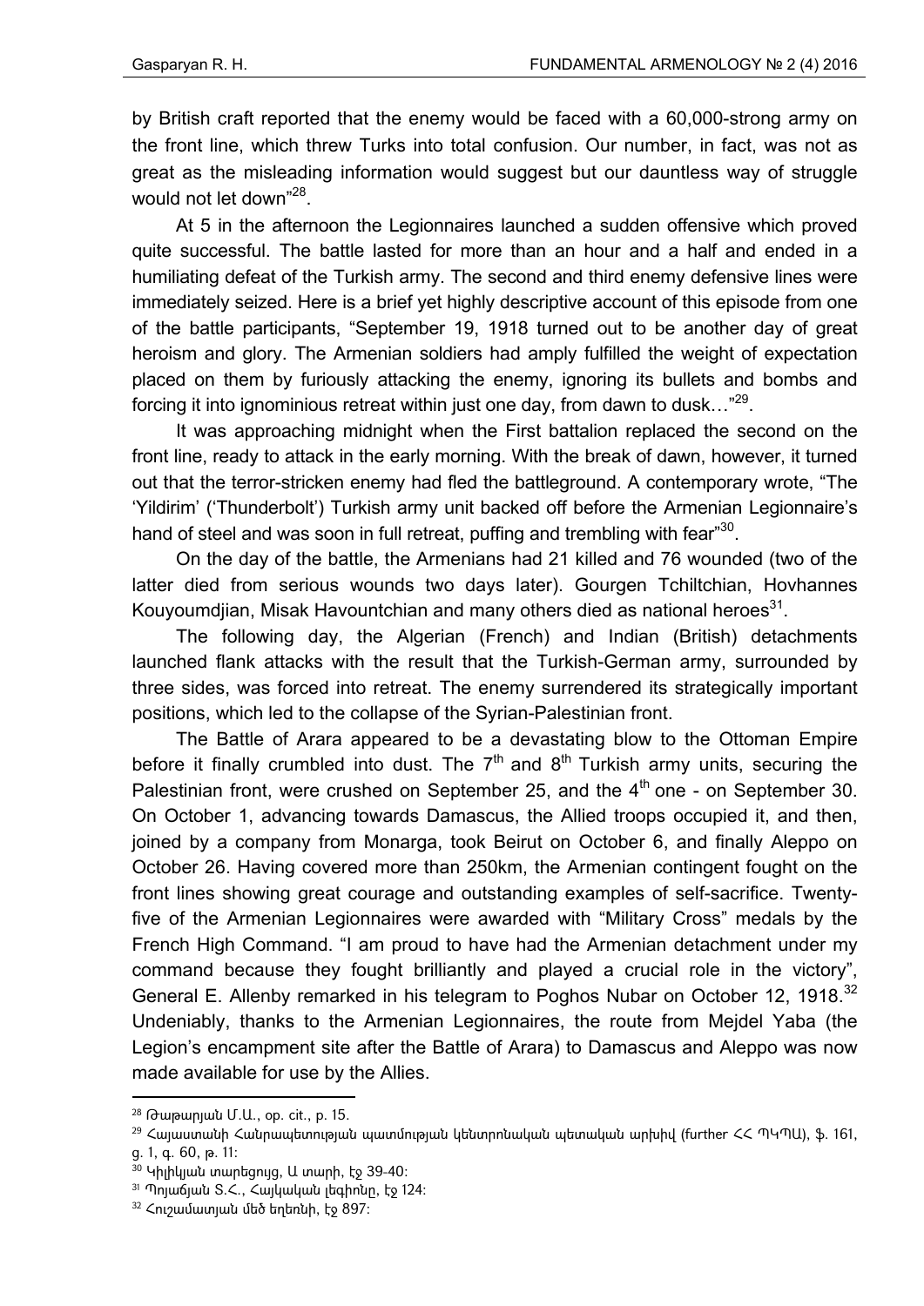by British craft reported that the enemy would be faced with a 60,000-strong army on the front line, which threw Turks into total confusion. Our number, in fact, was not as great as the misleading information would suggest but our dauntless way of struggle would not let down"[28].

At 5 in the afternoon the Legionnaires launched a sudden offensive which proved quite successful. The battle lasted for more than an hour and a half and ended in a humiliating defeat of the Turkish army. The second and third enemy defensive lines were immediately seized. Here is a brief yet highly descriptive account of this episode from one of the battle participants, "September 19, 1918 turned out to be another day of great heroism and glory. The Armenian soldiers had amply fulfilled the weight of expectation placed on them by furiously attacking the enemy, ignoring its bullets and bombs and forcing it into ignominious retreat within just one day, from dawn to dusk…"[29].

It was approaching midnight when the First battalion replaced the second on the front line, ready to attack in the early morning. With the break of dawn, however, it turned out that the terror-stricken enemy had fled the battleground. A contemporary wrote, "The 'Yildirim' ('Thunderbolt') Turkish army unit backed off before the Armenian Legionnaire's hand of steel and was soon in full retreat, puffing and trembling with fear"[30].

On the day of the battle, the Armenians had 21 killed and 76 wounded (two of the latter died from serious wounds two days later). Gourgen Tchiltchian, Hovhannes Kouyoumdjian, Misak Havountchian and many others died as national heroes[31].

The following day, the Algerian (French) and Indian (British) detachments launched flank attacks with the result that the Turkish-German army, surrounded by three sides, was forced into retreat. The enemy surrendered its strategically important positions, which led to the collapse of the Syrian-Palestinian front.

The Battle of Arara appeared to be a devastating blow to the Ottoman Empire before it finally crumbled into dust. The 7th and 8th Turkish army units, securing the Palestinian front, were crushed on September 25, and the 4th one - on September 30. On October 1, advancing towards Damascus, the Allied troops occupied it, and then, joined by a company from Monarga, took Beirut on October 6, and finally Aleppo on October 26. Having covered more than 250km, the Armenian contingent fought on the front lines showing great courage and outstanding examples of self-sacrifice. Twenty-five of the Armenian Legionnaires were awarded with "Military Cross" medals by the French High Command. "I am proud to have had the Armenian detachment under my command because they fought brilliantly and played a crucial role in the victory", General E. Allenby remarked in his telegram to Poghos Nubar on October 12, 1918.[32] Undeniably, thanks to the Armenian Legionnaires, the route from Mejdel Yaba (the Legion's encampment site after the Battle of Arara) to Damascus and Aleppo was now made available for use by the Allies.

---

[28] Թաթարյան Մ.Ա., op. cit., p. 15.

[29] Հայաստանի Հանրապետության պատմության կենտրոնական պետական արխիվ (further ՀՀ ՊԿՊԱ), ֆ. 161, ց. 1, գ. 60, թ. 11:

[30] Կիլիկյան տարեցույց, Ա տարի, էջ 39-40:

[31] Պոյաճյան Տ.Հ., Հայկական լեգիոնը, էջ 124:

[32] Հուշամատյան մեծ եղեռնի, էջ 897: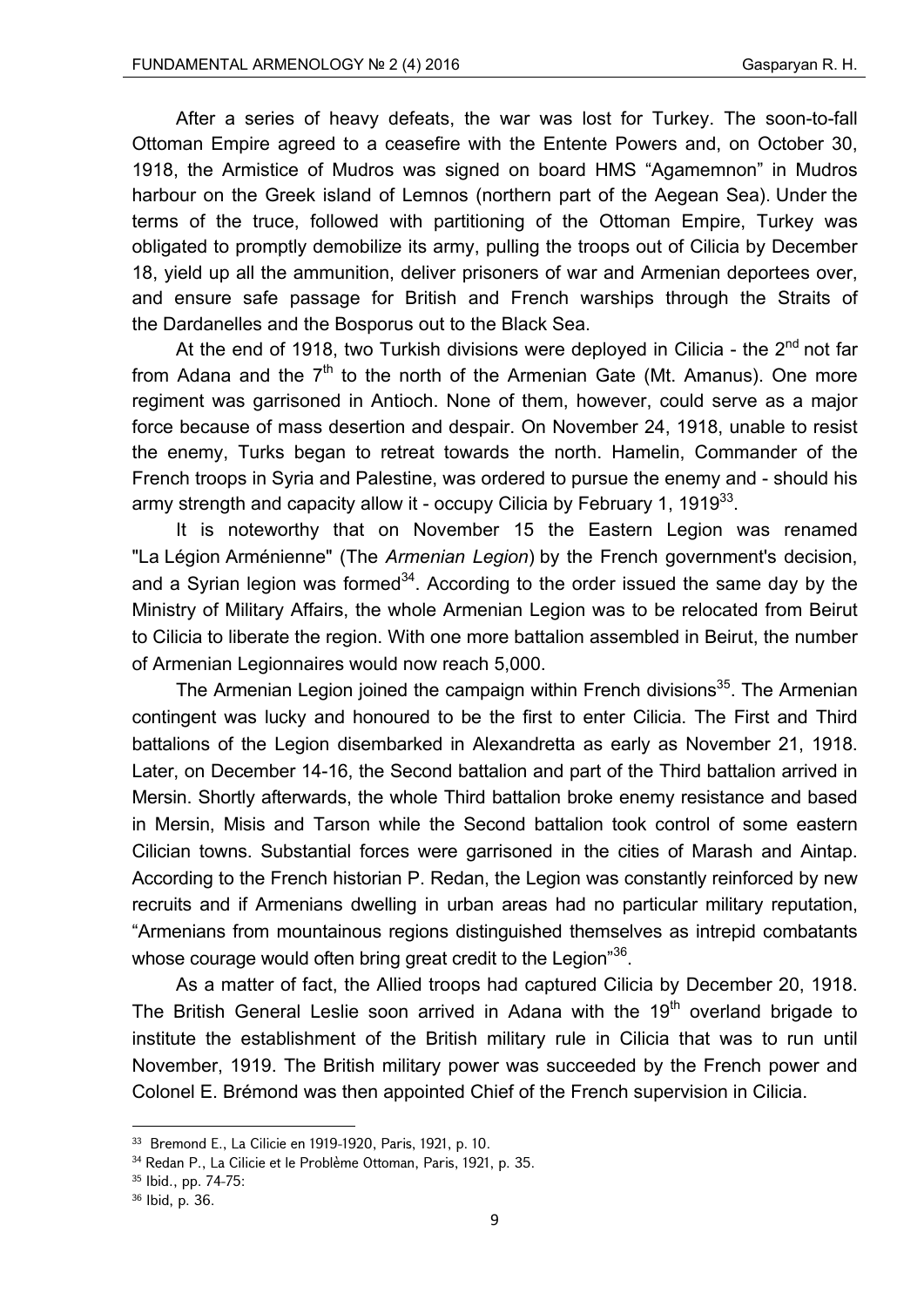After a series of heavy defeats, the war was lost for Turkey. The soon-to-fall Ottoman Empire agreed to a ceasefire with the Entente Powers and, on October 30, 1918, the Armistice of Mudros was signed on board HMS "Agamemnon" in Mudros harbour on the Greek island of Lemnos (northern part of the Aegean Sea). Under the terms of the truce, followed with partitioning of the Ottoman Empire, Turkey was obligated to promptly demobilize its army, pulling the troops out of Cilicia by December 18, yield up all the ammunition, deliver prisoners of war and Armenian deportees over, and ensure safe passage for British and French warships through the Straits of the Dardanelles and the Bosporus out to the Black Sea.

At the end of 1918, two Turkish divisions were deployed in Cilicia - the 2nd not far from Adana and the 7th to the north of the Armenian Gate (Mt. Amanus). One more regiment was garrisoned in Antioch. None of them, however, could serve as a major force because of mass desertion and despair. On November 24, 1918, unable to resist the enemy, Turks began to retreat towards the north. Hamelin, Commander of the French troops in Syria and Palestine, was ordered to pursue the enemy and - should his army strength and capacity allow it - occupy Cilicia by February 1, 1919[33].

It is noteworthy that on November 15 the Eastern Legion was renamed "La Légion Arménienne" (The *Armenian Legion*) by the French government's decision, and a Syrian legion was formed[34]. According to the order issued the same day by the Ministry of Military Affairs, the whole Armenian Legion was to be relocated from Beirut to Cilicia to liberate the region. With one more battalion assembled in Beirut, the number of Armenian Legionnaires would now reach 5,000.

The Armenian Legion joined the campaign within French divisions[35]. The Armenian contingent was lucky and honoured to be the first to enter Cilicia. The First and Third battalions of the Legion disembarked in Alexandretta as early as November 21, 1918. Later, on December 14-16, the Second battalion and part of the Third battalion arrived in Mersin. Shortly afterwards, the whole Third battalion broke enemy resistance and based in Mersin, Misis and Tarson while the Second battalion took control of some eastern Cilician towns. Substantial forces were garrisoned in the cities of Marash and Aintap. According to the French historian P. Redan, the Legion was constantly reinforced by new recruits and if Armenians dwelling in urban areas had no particular military reputation, "Armenians from mountainous regions distinguished themselves as intrepid combatants whose courage would often bring great credit to the Legion"[36].

As a matter of fact, the Allied troops had captured Cilicia by December 20, 1918. The British General Leslie soon arrived in Adana with the 19th overland brigade to institute the establishment of the British military rule in Cilicia that was to run until November, 1919. The British military power was succeeded by the French power and Colonel E. Brémond was then appointed Chief of the French supervision in Cilicia.

---

[33] Bremond E., La Cilicie en 1919-1920, Paris, 1921, p. 10.

[34] Redan P., La Cilicie et le Problème Ottoman, Paris, 1921, p. 35.

[35] Ibid., pp. 74-75:

[36] Ibid, p. 36.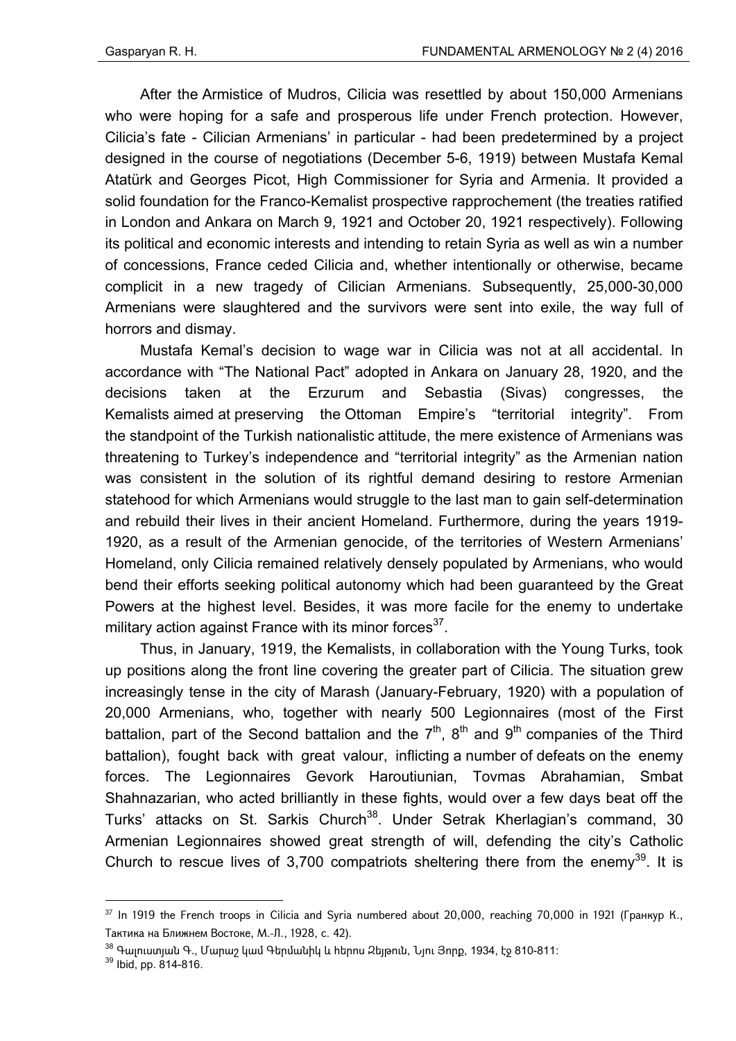After the Armistice of Mudros, Cilicia was resettled by about 150,000 Armenians who were hoping for a safe and prosperous life under French protection. However, Cilicia's fate - Cilician Armenians' in particular - had been predetermined by a project designed in the course of negotiations (December 5-6, 1919) between Mustafa Kemal Atatürk and Georges Picot, High Commissioner for Syria and Armenia. It provided a solid foundation for the Franco-Kemalist prospective rapprochement (the treaties ratified in London and Ankara on March 9, 1921 and October 20, 1921 respectively). Following its political and economic interests and intending to retain Syria as well as win a number of concessions, France ceded Cilicia and, whether intentionally or otherwise, became complicit in a new tragedy of Cilician Armenians. Subsequently, 25,000-30,000 Armenians were slaughtered and the survivors were sent into exile, the way full of horrors and dismay.

Mustafa Kemal's decision to wage war in Cilicia was not at all accidental. In accordance with "The National Pact" adopted in Ankara on January 28, 1920, and the decisions taken at the Erzurum and Sebastia (Sivas) congresses, the Kemalists aimed at preserving the Ottoman Empire's "territorial integrity". From the standpoint of the Turkish nationalistic attitude, the mere existence of Armenians was threatening to Turkey's independence and "territorial integrity" as the Armenian nation was consistent in the solution of its rightful demand desiring to restore Armenian statehood for which Armenians would struggle to the last man to gain self-determination and rebuild their lives in their ancient Homeland. Furthermore, during the years 1919-1920, as a result of the Armenian genocide, of the territories of Western Armenians' Homeland, only Cilicia remained relatively densely populated by Armenians, who would bend their efforts seeking political autonomy which had been guaranteed by the Great Powers at the highest level. Besides, it was more facile for the enemy to undertake military action against France with its minor forces[37].

Thus, in January, 1919, the Kemalists, in collaboration with the Young Turks, took up positions along the front line covering the greater part of Cilicia. The situation grew increasingly tense in the city of Marash (January-February, 1920) with a population of 20,000 Armenians, who, together with nearly 500 Legionnaires (most of the First battalion, part of the Second battalion and the 7th, 8th and 9th companies of the Third battalion), fought back with great valour, inflicting a number of defeats on the enemy forces. The Legionnaires Gevork Haroutiunian, Tovmas Abrahamian, Smbat Shahnazarian, who acted brilliantly in these fights, would over a few days beat off the Turks' attacks on St. Sarkis Church[38]. Under Setrak Kherlagian's command, 30 Armenian Legionnaires showed great strength of will, defending the city's Catholic Church to rescue lives of 3,700 compatriots sheltering there from the enemy[39]. It is

---

[37] In 1919 the French troops in Cilicia and Syria numbered about 20,000, reaching 70,000 in 1921 (Гранкур К., Тактика на Ближнем Востоке, М.-Л., 1928, с. 42).

[38] Գալուստյան Գ., Մարաշ կամ Գերմանիկ և հերոս Զեյթուն, Նյու Յորք, 1934, էջ 810-811:

[39] Ibid, pp. 814-816.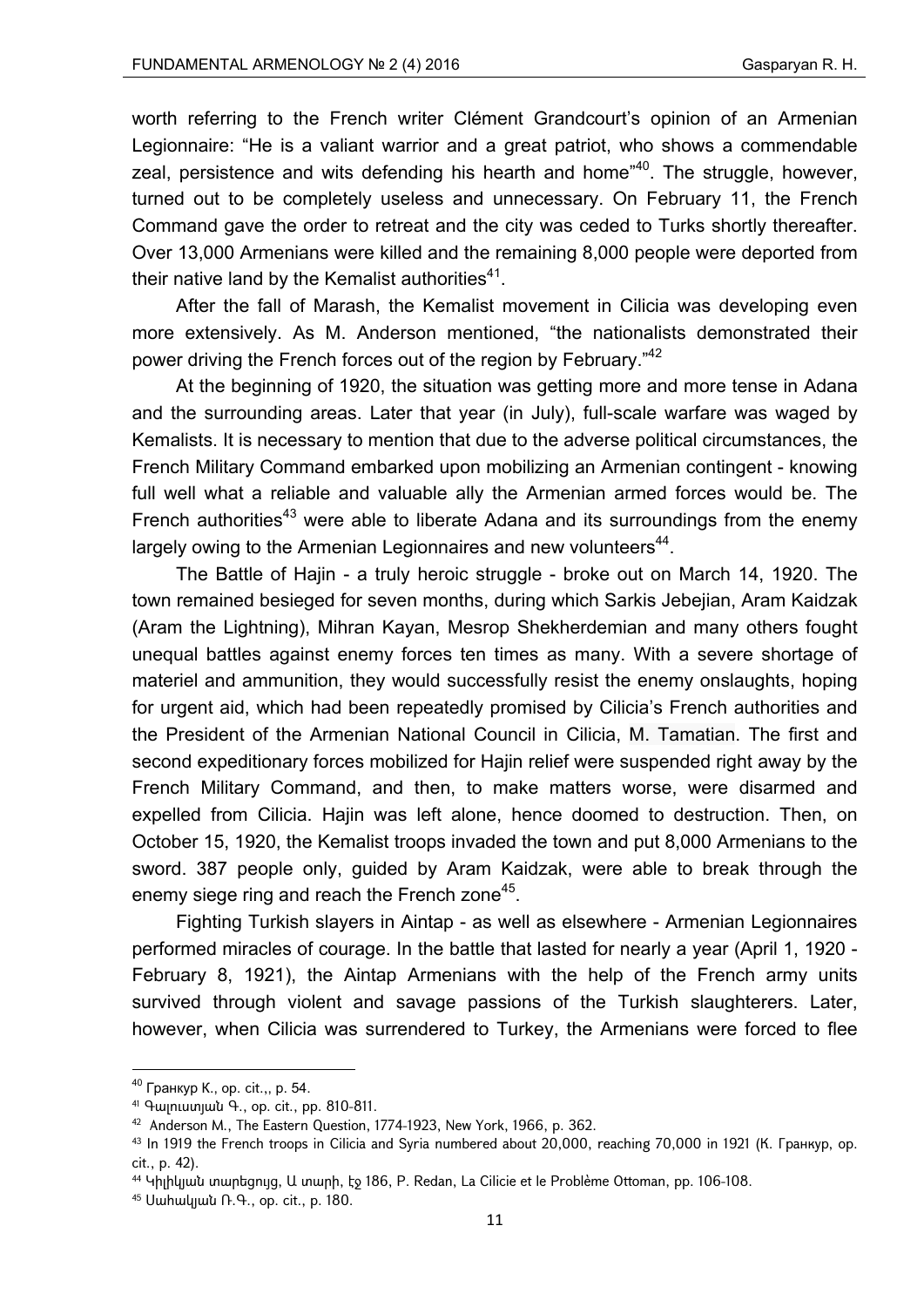worth referring to the French writer Clément Grandcourt's opinion of an Armenian Legionnaire: "He is a valiant warrior and a great patriot, who shows a commendable zeal, persistence and wits defending his hearth and home"[40]. The struggle, however, turned out to be completely useless and unnecessary. On February 11, the French Command gave the order to retreat and the city was ceded to Turks shortly thereafter. Over 13,000 Armenians were killed and the remaining 8,000 people were deported from their native land by the Kemalist authorities[41].

After the fall of Marash, the Kemalist movement in Cilicia was developing even more extensively. As M. Anderson mentioned, "the nationalists demonstrated their power driving the French forces out of the region by February."[42]

At the beginning of 1920, the situation was getting more and more tense in Adana and the surrounding areas. Later that year (in July), full-scale warfare was waged by Kemalists. It is necessary to mention that due to the adverse political circumstances, the French Military Command embarked upon mobilizing an Armenian contingent - knowing full well what a reliable and valuable ally the Armenian armed forces would be. The French authorities[43] were able to liberate Adana and its surroundings from the enemy largely owing to the Armenian Legionnaires and new volunteers[44].

The Battle of Hajin - a truly heroic struggle - broke out on March 14, 1920. The town remained besieged for seven months, during which Sarkis Jebejian, Aram Kaidzak (Aram the Lightning), Mihran Kayan, Mesrop Shekherdemian and many others fought unequal battles against enemy forces ten times as many. With a severe shortage of materiel and ammunition, they would successfully resist the enemy onslaughts, hoping for urgent aid, which had been repeatedly promised by Cilicia's French authorities and the President of the Armenian National Council in Cilicia, M. Tamatian. The first and second expeditionary forces mobilized for Hajin relief were suspended right away by the French Military Command, and then, to make matters worse, were disarmed and expelled from Cilicia. Hajin was left alone, hence doomed to destruction. Then, on October 15, 1920, the Kemalist troops invaded the town and put 8,000 Armenians to the sword. 387 people only, guided by Aram Kaidzak, were able to break through the enemy siege ring and reach the French zone[45].

Fighting Turkish slayers in Aintap - as well as elsewhere - Armenian Legionnaires performed miracles of courage. In the battle that lasted for nearly a year (April 1, 1920 - February 8, 1921), the Aintap Armenians with the help of the French army units survived through violent and savage passions of the Turkish slaughterers. Later, however, when Cilicia was surrendered to Turkey, the Armenians were forced to flee

---

[40] Гранкур К., op. cit.,, p. 54.

[41] Գալուստյան Գ., op. cit., pp. 810-811.

[42] Anderson M., The Eastern Question, 1774-1923, New York, 1966, p. 362.

[43] In 1919 the French troops in Cilicia and Syria numbered about 20,000, reaching 70,000 in 1921 (К. Гранкур, op. cit., p. 42).

[44] Կիլիկյան տարեցույց, Ա տարի, էջ 186, P. Redan, La Cilicie et le Problème Ottoman, pp. 106-108.

[45] Սահակյան Ռ.Գ., op. cit., p. 180.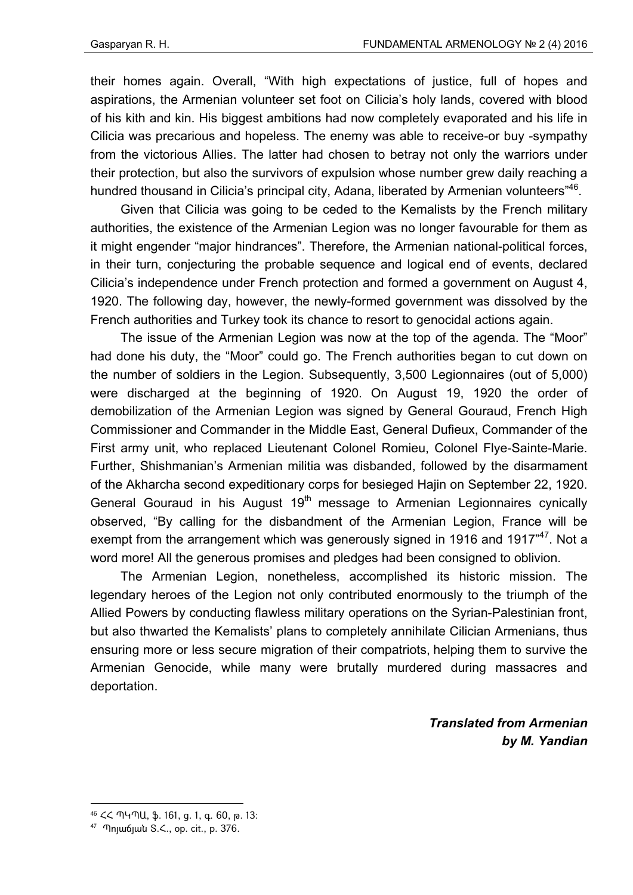their homes again. Overall, "With high expectations of justice, full of hopes and aspirations, the Armenian volunteer set foot on Cilicia's holy lands, covered with blood of his kith and kin. His biggest ambitions had now completely evaporated and his life in Cilicia was precarious and hopeless. The enemy was able to receive-or buy -sympathy from the victorious Allies. The latter had chosen to betray not only the warriors under their protection, but also the survivors of expulsion whose number grew daily reaching a hundred thousand in Cilicia's principal city, Adana, liberated by Armenian volunteers"[46].

Given that Cilicia was going to be ceded to the Kemalists by the French military authorities, the existence of the Armenian Legion was no longer favourable for them as it might engender "major hindrances". Therefore, the Armenian national-political forces, in their turn, conjecturing the probable sequence and logical end of events, declared Cilicia's independence under French protection and formed a government on August 4, 1920. The following day, however, the newly-formed government was dissolved by the French authorities and Turkey took its chance to resort to genocidal actions again.

The issue of the Armenian Legion was now at the top of the agenda. The "Moor" had done his duty, the "Moor" could go. The French authorities began to cut down on the number of soldiers in the Legion. Subsequently, 3,500 Legionnaires (out of 5,000) were discharged at the beginning of 1920. On August 19, 1920 the order of demobilization of the Armenian Legion was signed by General Gouraud, French High Commissioner and Commander in the Middle East, General Dufieux, Commander of the First army unit, who replaced Lieutenant Colonel Romieu, Colonel Flye-Sainte-Marie. Further, Shishmanian's Armenian militia was disbanded, followed by the disarmament of the Akharcha second expeditionary corps for besieged Hajin on September 22, 1920. General Gouraud in his August 19th message to Armenian Legionnaires cynically observed, "By calling for the disbandment of the Armenian Legion, France will be exempt from the arrangement which was generously signed in 1916 and 1917"[47]. Not a word more! All the generous promises and pledges had been consigned to oblivion.

The Armenian Legion, nonetheless, accomplished its historic mission. The legendary heroes of the Legion not only contributed enormously to the triumph of the Allied Powers by conducting flawless military operations on the Syrian-Palestinian front, but also thwarted the Kemalists' plans to completely annihilate Cilician Armenians, thus ensuring more or less secure migration of their compatriots, helping them to survive the Armenian Genocide, while many were brutally murdered during massacres and deportation.

***Translated from Armenian***
***by M. Yandian***

---

[46] ՀՀ ՊԿՊԱ, ֆ. 161, ց. 1, գ. 60, թ. 13:

[47] Պոյաճյան Տ.Հ., op. cit., p. 376.